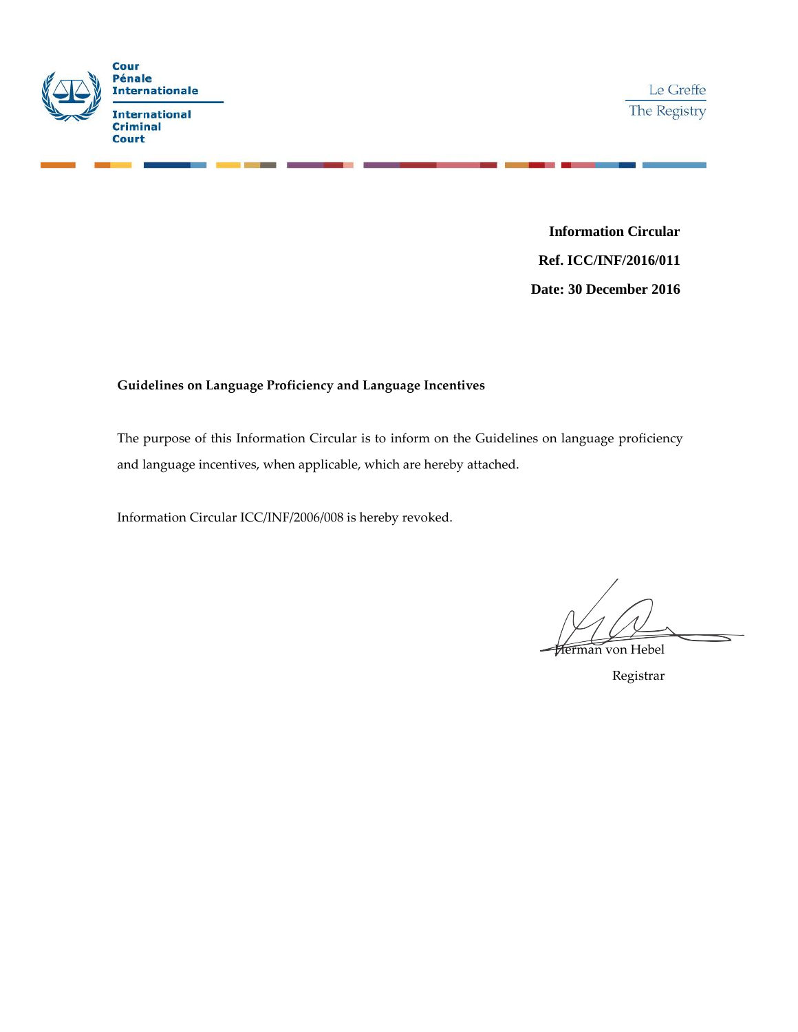Cour Pénale Internationale

International Criminal Court

Le Greffe
The Registry

**Information Circular**

**Ref. ICC/INF/2016/011**

**Date: 30 December 2016**

**Guidelines on Language Proficiency and Language Incentives**

The purpose of this Information Circular is to inform on the Guidelines on language proficiency and language incentives, when applicable, which are hereby attached.

Information Circular ICC/INF/2006/008 is hereby revoked.

Herman von Hebel

Registrar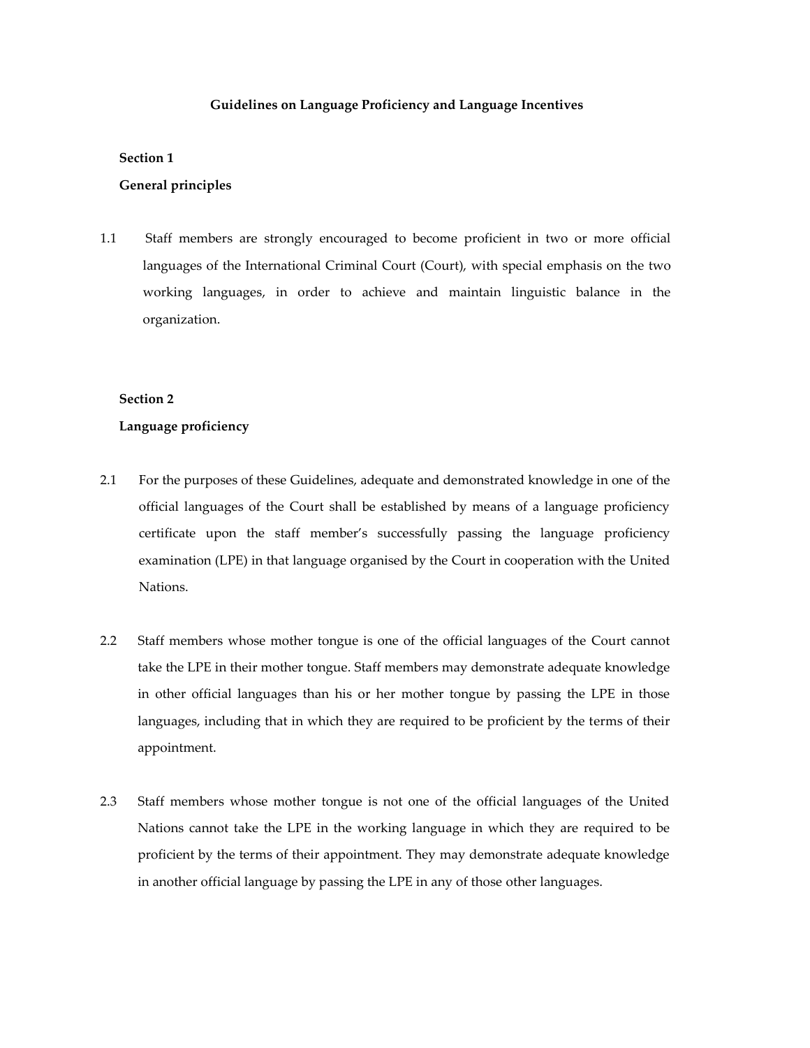**Guidelines on Language Proficiency and Language Incentives**

**Section 1**

**General principles**

1.1 Staff members are strongly encouraged to become proficient in two or more official languages of the International Criminal Court (Court), with special emphasis on the two working languages, in order to achieve and maintain linguistic balance in the organization.

**Section 2**

**Language proficiency**

2.1 For the purposes of these Guidelines, adequate and demonstrated knowledge in one of the official languages of the Court shall be established by means of a language proficiency certificate upon the staff member's successfully passing the language proficiency examination (LPE) in that language organised by the Court in cooperation with the United Nations.

2.2 Staff members whose mother tongue is one of the official languages of the Court cannot take the LPE in their mother tongue. Staff members may demonstrate adequate knowledge in other official languages than his or her mother tongue by passing the LPE in those languages, including that in which they are required to be proficient by the terms of their appointment.

2.3 Staff members whose mother tongue is not one of the official languages of the United Nations cannot take the LPE in the working language in which they are required to be proficient by the terms of their appointment. They may demonstrate adequate knowledge in another official language by passing the LPE in any of those other languages.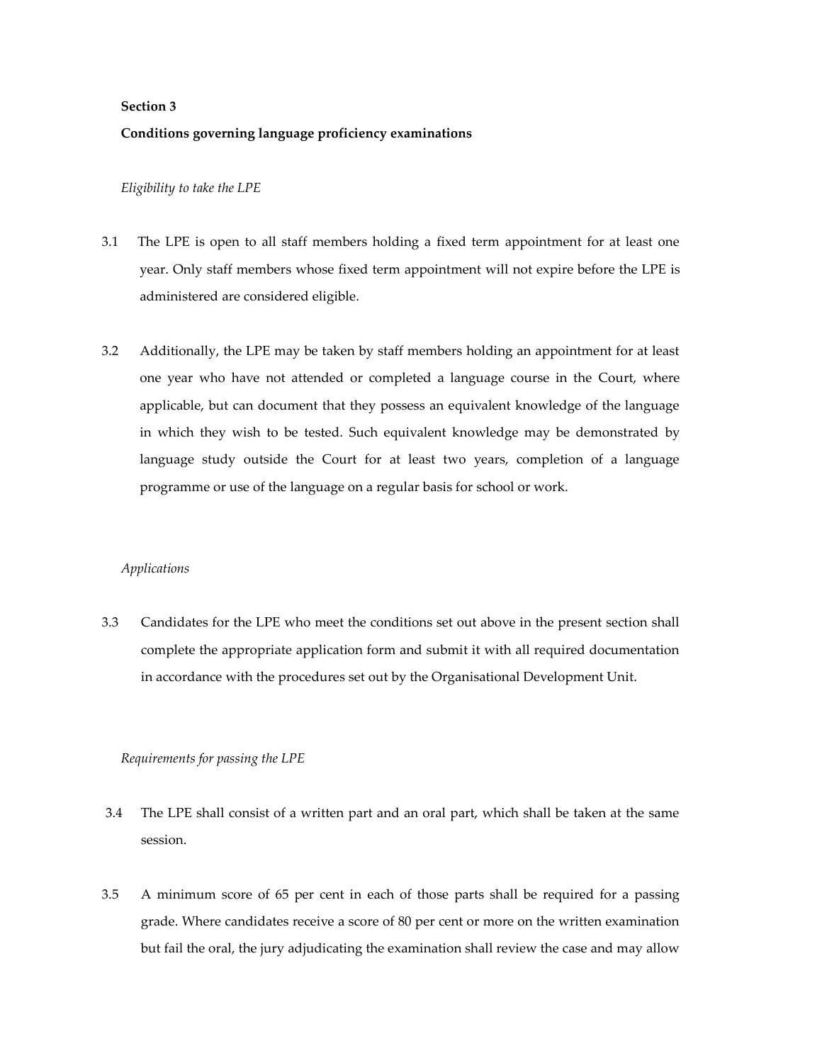**Section 3**

**Conditions governing language proficiency examinations**

*Eligibility to take the LPE*

3.1 The LPE is open to all staff members holding a fixed term appointment for at least one year. Only staff members whose fixed term appointment will not expire before the LPE is administered are considered eligible.

3.2 Additionally, the LPE may be taken by staff members holding an appointment for at least one year who have not attended or completed a language course in the Court, where applicable, but can document that they possess an equivalent knowledge of the language in which they wish to be tested. Such equivalent knowledge may be demonstrated by language study outside the Court for at least two years, completion of a language programme or use of the language on a regular basis for school or work.

*Applications*

3.3 Candidates for the LPE who meet the conditions set out above in the present section shall complete the appropriate application form and submit it with all required documentation in accordance with the procedures set out by the Organisational Development Unit.

*Requirements for passing the LPE*

3.4 The LPE shall consist of a written part and an oral part, which shall be taken at the same session.

3.5 A minimum score of 65 per cent in each of those parts shall be required for a passing grade. Where candidates receive a score of 80 per cent or more on the written examination but fail the oral, the jury adjudicating the examination shall review the case and may allow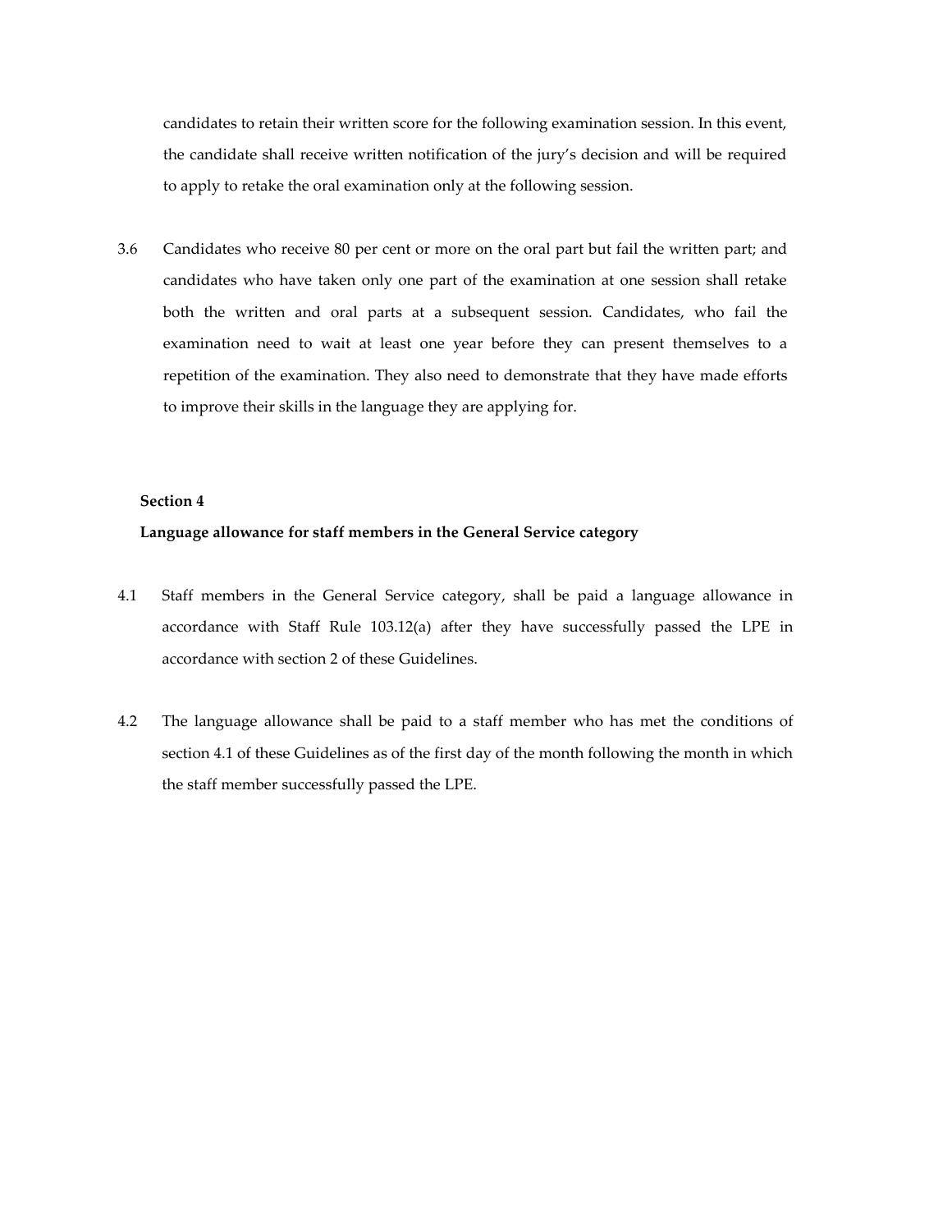candidates to retain their written score for the following examination session. In this event, the candidate shall receive written notification of the jury's decision and will be required to apply to retake the oral examination only at the following session.

3.6 Candidates who receive 80 per cent or more on the oral part but fail the written part; and candidates who have taken only one part of the examination at one session shall retake both the written and oral parts at a subsequent session. Candidates, who fail the examination need to wait at least one year before they can present themselves to a repetition of the examination. They also need to demonstrate that they have made efforts to improve their skills in the language they are applying for.

**Section 4**

**Language allowance for staff members in the General Service category**

4.1 Staff members in the General Service category, shall be paid a language allowance in accordance with Staff Rule 103.12(a) after they have successfully passed the LPE in accordance with section 2 of these Guidelines.

4.2 The language allowance shall be paid to a staff member who has met the conditions of section 4.1 of these Guidelines as of the first day of the month following the month in which the staff member successfully passed the LPE.